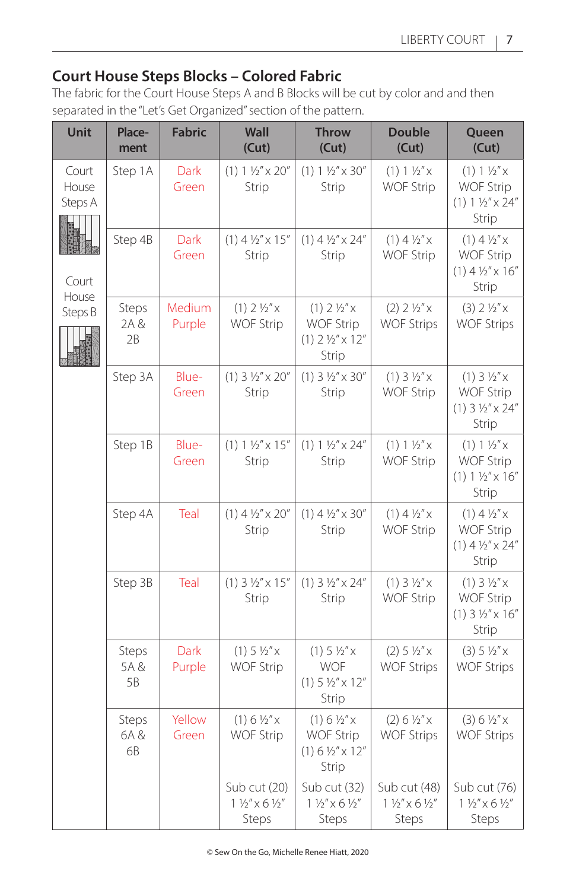## Court House Steps Blocks – Colored Fabric

The fabric for the Court House Steps A and B Blocks will be cut by color and and then separated in the "Let's Get Organized" section of the pattern.

| Unit | Place-ment | Fabric | Wall (Cut) | Throw (Cut) | Double (Cut) | Queen (Cut) |
|---|---|---|---|---|---|---|
| Court House Steps A | Step 1A | Dark Green | (1) 1 ½" x 20" Strip | (1) 1 ½" x 30" Strip | (1) 1 ½" x WOF Strip | (1) 1 ½" x WOF Strip (1) 1 ½" x 24" Strip |
| | Step 4B | Dark Green | (1) 4 ½" x 15" Strip | (1) 4 ½" x 24" Strip | (1) 4 ½" x WOF Strip | (1) 4 ½" x WOF Strip (1) 4 ½" x 16" Strip |
| Court House Steps B | Steps 2A & 2B | Medium Purple | (1) 2 ½" x WOF Strip | (1) 2 ½" x WOF Strip (1) 2 ½" x 12" Strip | (2) 2 ½" x WOF Strips | (3) 2 ½" x WOF Strips |
| | Step 3A | Blue-Green | (1) 3 ½" x 20" Strip | (1) 3 ½" x 30" Strip | (1) 3 ½" x WOF Strip | (1) 3 ½" x WOF Strip (1) 3 ½" x 24" Strip |
| | Step 1B | Blue-Green | (1) 1 ½" x 15" Strip | (1) 1 ½" x 24" Strip | (1) 1 ½" x WOF Strip | (1) 1 ½" x WOF Strip (1) 1 ½" x 16" Strip |
| | Step 4A | Teal | (1) 4 ½" x 20" Strip | (1) 4 ½" x 30" Strip | (1) 4 ½" x WOF Strip | (1) 4 ½" x WOF Strip (1) 4 ½" x 24" Strip |
| | Step 3B | Teal | (1) 3 ½" x 15" Strip | (1) 3 ½" x 24" Strip | (1) 3 ½" x WOF Strip | (1) 3 ½" x WOF Strip (1) 3 ½" x 16" Strip |
| | Steps 5A & 5B | Dark Purple | (1) 5 ½" x WOF Strip | (1) 5 ½" x WOF (1) 5 ½" x 12" Strip | (2) 5 ½" x WOF Strips | (3) 5 ½" x WOF Strips |
| | Steps 6A & 6B | Yellow Green | (1) 6 ½" x WOF Strip<br><br>Sub cut (20) 1 ½" x 6 ½" Steps | (1) 6 ½" x WOF Strip (1) 6 ½" x 12" Strip<br><br>Sub cut (32) 1 ½" x 6 ½" Steps | (2) 6 ½" x WOF Strips<br><br>Sub cut (48) 1 ½" x 6 ½" Steps | (3) 6 ½" x WOF Strips<br><br>Sub cut (76) 1 ½" x 6 ½" Steps |

© Sew On the Go, Michelle Renee Hiatt, 2020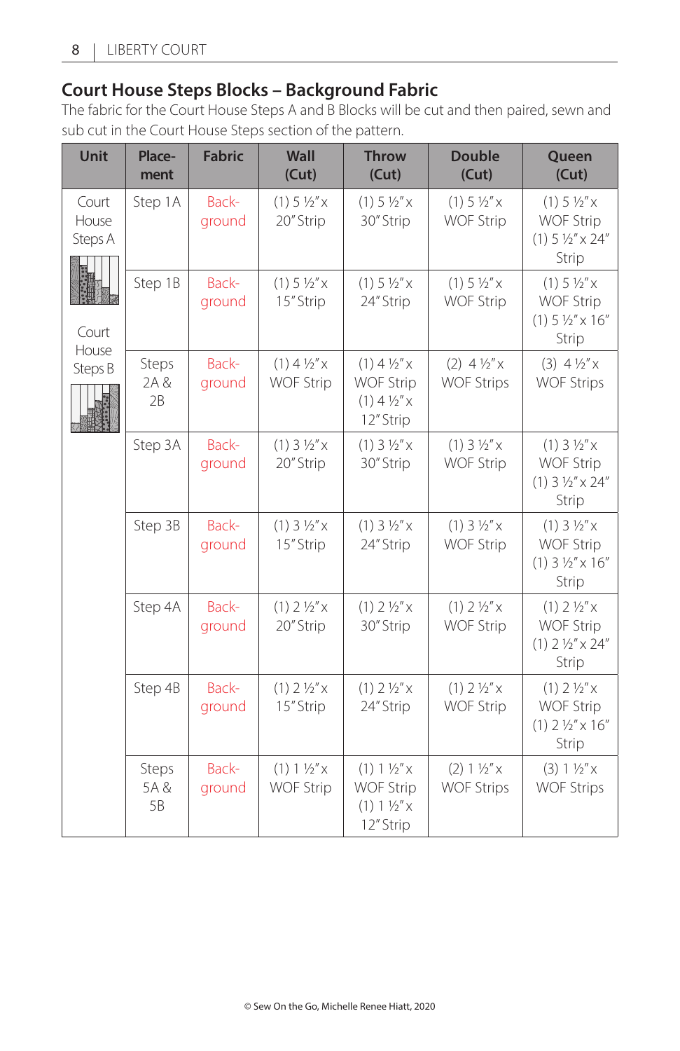## Court House Steps Blocks – Background Fabric

The fabric for the Court House Steps A and B Blocks will be cut and then paired, sewn and sub cut in the Court House Steps section of the pattern.

| Unit | Place-ment | Fabric | Wall (Cut) | Throw (Cut) | Double (Cut) | Queen (Cut) |
|---|---|---|---|---|---|---|
| Court House Steps A | Step 1A | Back-ground | (1) 5 ½" x 20" Strip | (1) 5 ½" x 30" Strip | (1) 5 ½" x WOF Strip | (1) 5 ½" x WOF Strip (1) 5 ½" x 24" Strip |
| | Step 1B | Back-ground | (1) 5 ½" x 15" Strip | (1) 5 ½" x 24" Strip | (1) 5 ½" x WOF Strip | (1) 5 ½" x WOF Strip (1) 5 ½" x 16" Strip |
| Court House Steps B | Steps 2A & 2B | Back-ground | (1) 4 ½" x WOF Strip | (1) 4 ½" x WOF Strip (1) 4 ½" x 12" Strip | (2) 4 ½" x WOF Strips | (3) 4 ½" x WOF Strips |
| | Step 3A | Back-ground | (1) 3 ½" x 20" Strip | (1) 3 ½" x 30" Strip | (1) 3 ½" x WOF Strip | (1) 3 ½" x WOF Strip (1) 3 ½" x 24" Strip |
| | Step 3B | Back-ground | (1) 3 ½" x 15" Strip | (1) 3 ½" x 24" Strip | (1) 3 ½" x WOF Strip | (1) 3 ½" x WOF Strip (1) 3 ½" x 16" Strip |
| | Step 4A | Back-ground | (1) 2 ½" x 20" Strip | (1) 2 ½" x 30" Strip | (1) 2 ½" x WOF Strip | (1) 2 ½" x WOF Strip (1) 2 ½" x 24" Strip |
| | Step 4B | Back-ground | (1) 2 ½" x 15" Strip | (1) 2 ½" x 24" Strip | (1) 2 ½" x WOF Strip | (1) 2 ½" x WOF Strip (1) 2 ½" x 16" Strip |
| | Steps 5A & 5B | Back-ground | (1) 1 ½" x WOF Strip | (1) 1 ½" x WOF Strip (1) 1 ½" x 12" Strip | (2) 1 ½" x WOF Strips | (3) 1 ½" x WOF Strips |

© Sew On the Go, Michelle Renee Hiatt, 2020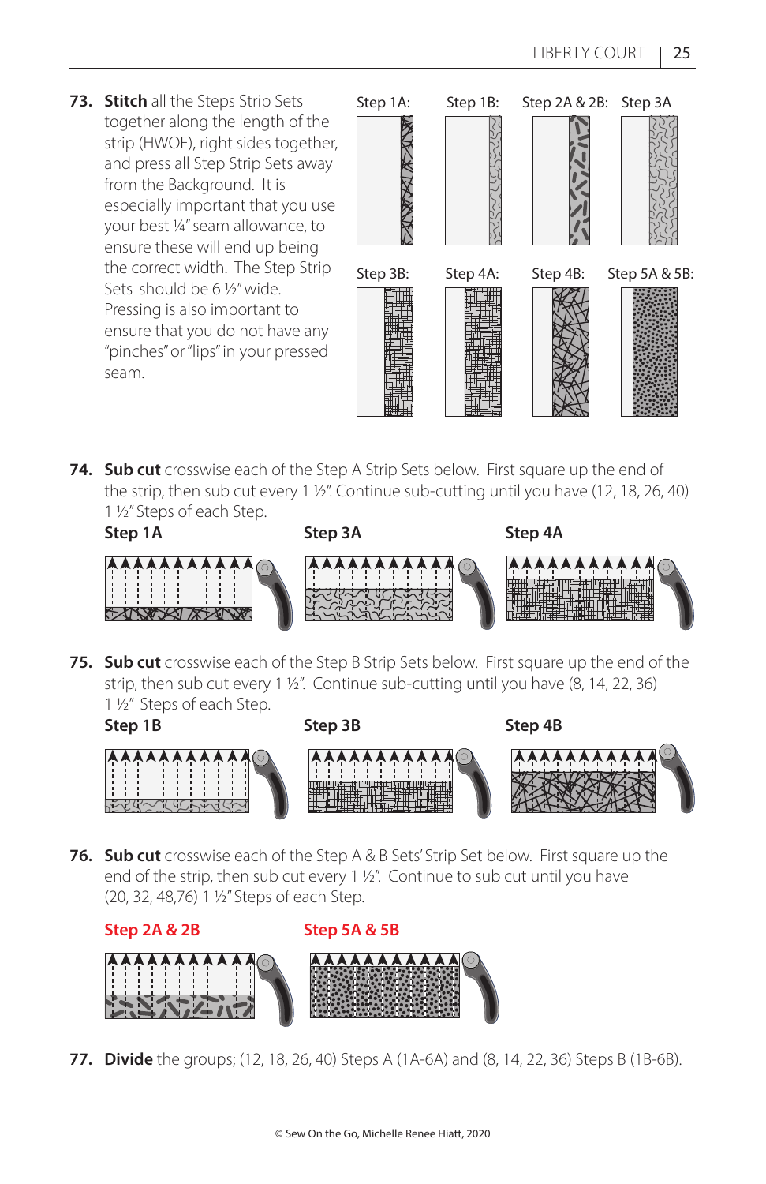**73. Stitch** all the Steps Strip Sets together along the length of the strip (HWOF), right sides together, and press all Step Strip Sets away from the Background. It is especially important that you use your best ¼" seam allowance, to ensure these will end up being the correct width. The Step Strip Sets should be 6 ½" wide. Pressing is also important to ensure that you do not have any "pinches" or "lips" in your pressed seam.

Step 1A: Step 1B: Step 2A & 2B: Step 3A

Step 3B: Step 4A: Step 4B: Step 5A & 5B:

**74. Sub cut** crosswise each of the Step A Strip Sets below. First square up the end of the strip, then sub cut every 1 ½". Continue sub-cutting until you have (12, 18, 26, 40) 1 ½" Steps of each Step.

**Step 1A** **Step 3A** **Step 4A**

**75. Sub cut** crosswise each of the Step B Strip Sets below. First square up the end of the strip, then sub cut every 1 ½". Continue sub-cutting until you have (8, 14, 22, 36) 1 ½" Steps of each Step.

**Step 1B** **Step 3B** **Step 4B**

**76. Sub cut** crosswise each of the Step A & B Sets' Strip Set below. First square up the end of the strip, then sub cut every 1 ½". Continue to sub cut until you have (20, 32, 48,76) 1 ½" Steps of each Step.

**Step 2A & 2B** **Step 5A & 5B**

**77. Divide** the groups; (12, 18, 26, 40) Steps A (1A-6A) and (8, 14, 22, 36) Steps B (1B-6B).

© Sew On the Go, Michelle Renee Hiatt, 2020